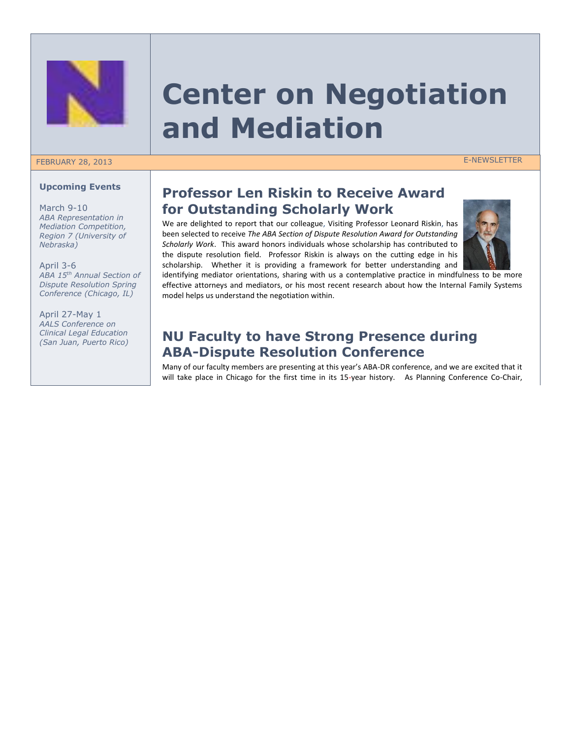# Center on Negotiation and Mediation

FEBRUARY 28, 2013 — E-NEWSLETTER

### Upcoming Events

March 9-10
*ABA Representation in Mediation Competition, Region 7 (University of Nebraska)*

April 3-6
*ABA 15th Annual Section of Dispute Resolution Spring Conference (Chicago, IL)*

April 27-May 1
*AALS Conference on Clinical Legal Education (San Juan, Puerto Rico)*

## Professor Len Riskin to Receive Award for Outstanding Scholarly Work

We are delighted to report that our colleague, Visiting Professor Leonard Riskin, has been selected to receive *The ABA Section of Dispute Resolution Award for Outstanding Scholarly Work*. This award honors individuals whose scholarship has contributed to the dispute resolution field. Professor Riskin is always on the cutting edge in his scholarship. Whether it is providing a framework for better understanding and identifying mediator orientations, sharing with us a contemplative practice in mindfulness to be more effective attorneys and mediators, or his most recent research about how the Internal Family Systems model helps us understand the negotiation within.

## NU Faculty to have Strong Presence during ABA-Dispute Resolution Conference

Many of our faculty members are presenting at this year's ABA-DR conference, and we are excited that it will take place in Chicago for the first time in its 15-year history. As Planning Conference Co-Chair,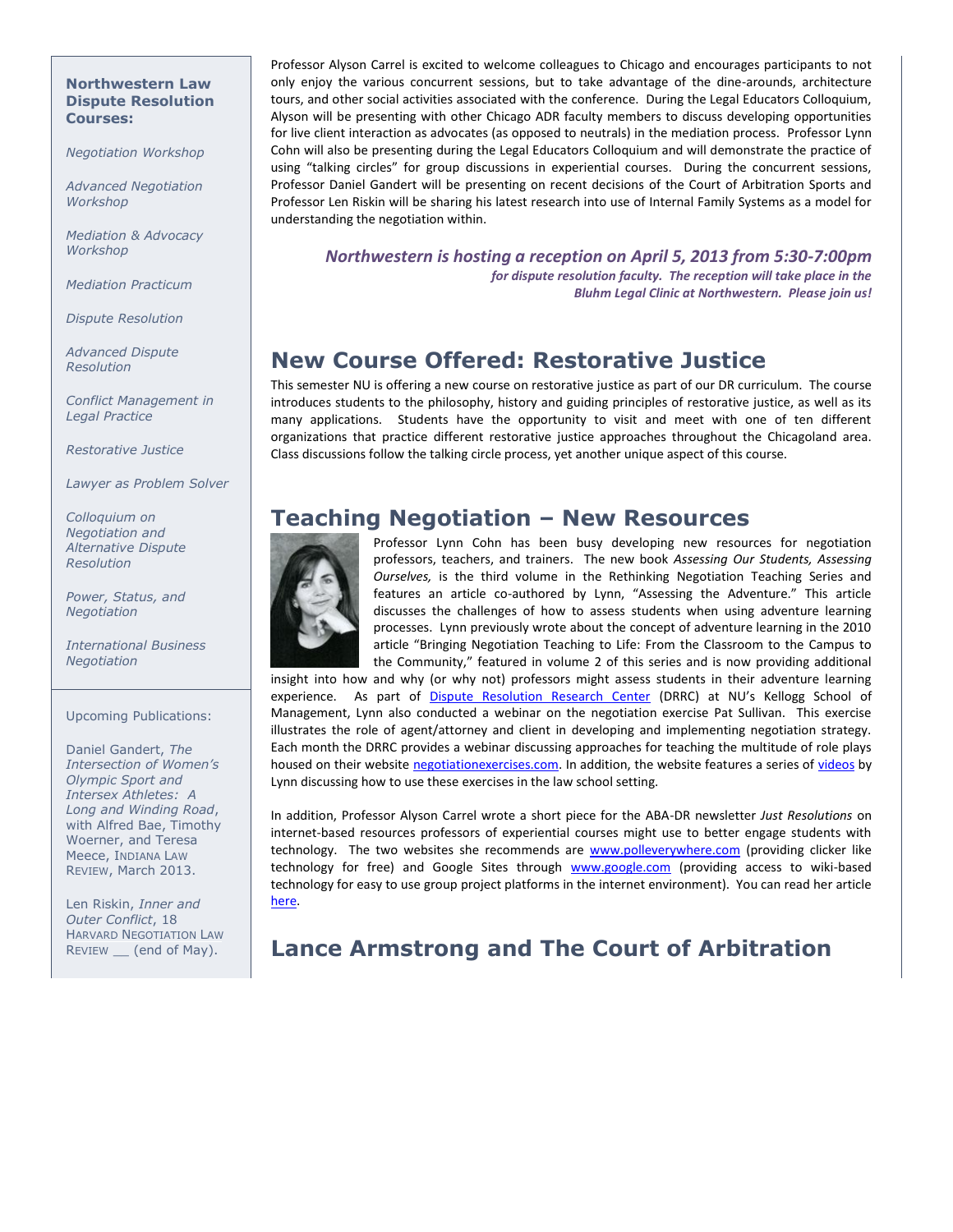**Northwestern Law Dispute Resolution Courses:**

*Negotiation Workshop*

*Advanced Negotiation Workshop*

*Mediation & Advocacy Workshop*

*Mediation Practicum*

*Dispute Resolution*

*Advanced Dispute Resolution*

*Conflict Management in Legal Practice*

*Restorative Justice*

*Lawyer as Problem Solver*

*Colloquium on Negotiation and Alternative Dispute Resolution*

*Power, Status, and Negotiation*

*International Business Negotiation*

Upcoming Publications:

Daniel Gandert, *The Intersection of Women's Olympic Sport and Intersex Athletes: A Long and Winding Road*, with Alfred Bae, Timothy Woerner, and Teresa Meece, INDIANA LAW REVIEW, March 2013.

Len Riskin, *Inner and Outer Conflict*, 18 HARVARD NEGOTIATION LAW REVIEW __ (end of May).

Professor Alyson Carrel is excited to welcome colleagues to Chicago and encourages participants to not only enjoy the various concurrent sessions, but to take advantage of the dine-arounds, architecture tours, and other social activities associated with the conference. During the Legal Educators Colloquium, Alyson will be presenting with other Chicago ADR faculty members to discuss developing opportunities for live client interaction as advocates (as opposed to neutrals) in the mediation process. Professor Lynn Cohn will also be presenting during the Legal Educators Colloquium and will demonstrate the practice of using "talking circles" for group discussions in experiential courses. During the concurrent sessions, Professor Daniel Gandert will be presenting on recent decisions of the Court of Arbitration Sports and Professor Len Riskin will be sharing his latest research into use of Internal Family Systems as a model for understanding the negotiation within.

***Northwestern is hosting a reception on April 5, 2013 from 5:30-7:00pm for dispute resolution faculty. The reception will take place in the Bluhm Legal Clinic at Northwestern. Please join us!***

## New Course Offered: Restorative Justice

This semester NU is offering a new course on restorative justice as part of our DR curriculum. The course introduces students to the philosophy, history and guiding principles of restorative justice, as well as its many applications. Students have the opportunity to visit and meet with one of ten different organizations that practice different restorative justice approaches throughout the Chicagoland area. Class discussions follow the talking circle process, yet another unique aspect of this course.

## Teaching Negotiation – New Resources

Professor Lynn Cohn has been busy developing new resources for negotiation professors, teachers, and trainers. The new book *Assessing Our Students, Assessing Ourselves,* is the third volume in the Rethinking Negotiation Teaching Series and features an article co-authored by Lynn, "Assessing the Adventure." This article discusses the challenges of how to assess students when using adventure learning processes. Lynn previously wrote about the concept of adventure learning in the 2010 article "Bringing Negotiation Teaching to Life: From the Classroom to the Campus to the Community," featured in volume 2 of this series and is now providing additional insight into how and why (or why not) professors might assess students in their adventure learning experience. As part of Dispute Resolution Research Center (DRRC) at NU's Kellogg School of Management, Lynn also conducted a webinar on the negotiation exercise Pat Sullivan. This exercise illustrates the role of agent/attorney and client in developing and implementing negotiation strategy. Each month the DRRC provides a webinar discussing approaches for teaching the multitude of role plays housed on their website negotiationexercises.com. In addition, the website features a series of videos by Lynn discussing how to use these exercises in the law school setting.

In addition, Professor Alyson Carrel wrote a short piece for the ABA-DR newsletter *Just Resolutions* on internet-based resources professors of experiential courses might use to better engage students with technology. The two websites she recommends are www.polleverywhere.com (providing clicker like technology for free) and Google Sites through www.google.com (providing access to wiki-based technology for easy to use group project platforms in the internet environment). You can read her article here.

## Lance Armstrong and The Court of Arbitration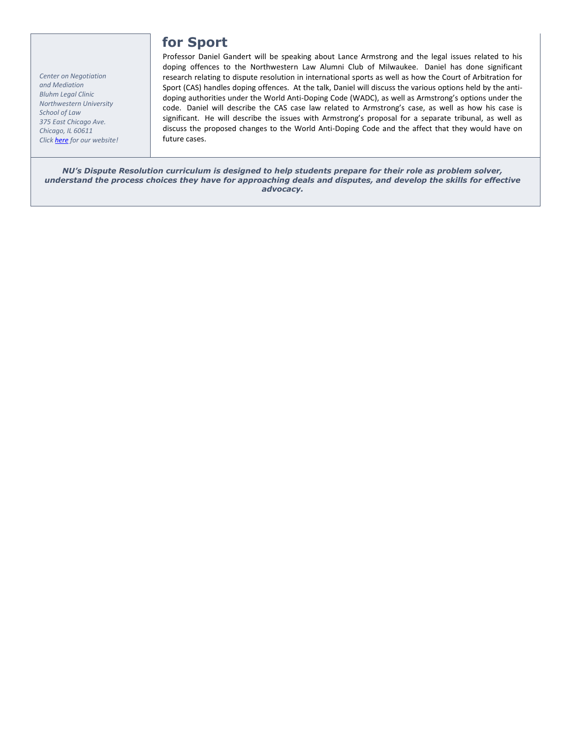## for Sport

Professor Daniel Gandert will be speaking about Lance Armstrong and the legal issues related to his doping offences to the Northwestern Law Alumni Club of Milwaukee. Daniel has done significant research relating to dispute resolution in international sports as well as how the Court of Arbitration for Sport (CAS) handles doping offences. At the talk, Daniel will discuss the various options held by the anti-doping authorities under the World Anti-Doping Code (WADC), as well as Armstrong's options under the code. Daniel will describe the CAS case law related to Armstrong's case, as well as how his case is significant. He will describe the issues with Armstrong's proposal for a separate tribunal, as well as discuss the proposed changes to the World Anti-Doping Code and the affect that they would have on future cases.

*Center on Negotiation and Mediation*
*Bluhm Legal Clinic*
*Northwestern University School of Law*
*375 East Chicago Ave.*
*Chicago, IL 60611*
*Click here for our website!*

***NU's Dispute Resolution curriculum is designed to help students prepare for their role as problem solver, understand the process choices they have for approaching deals and disputes, and develop the skills for effective advocacy.***